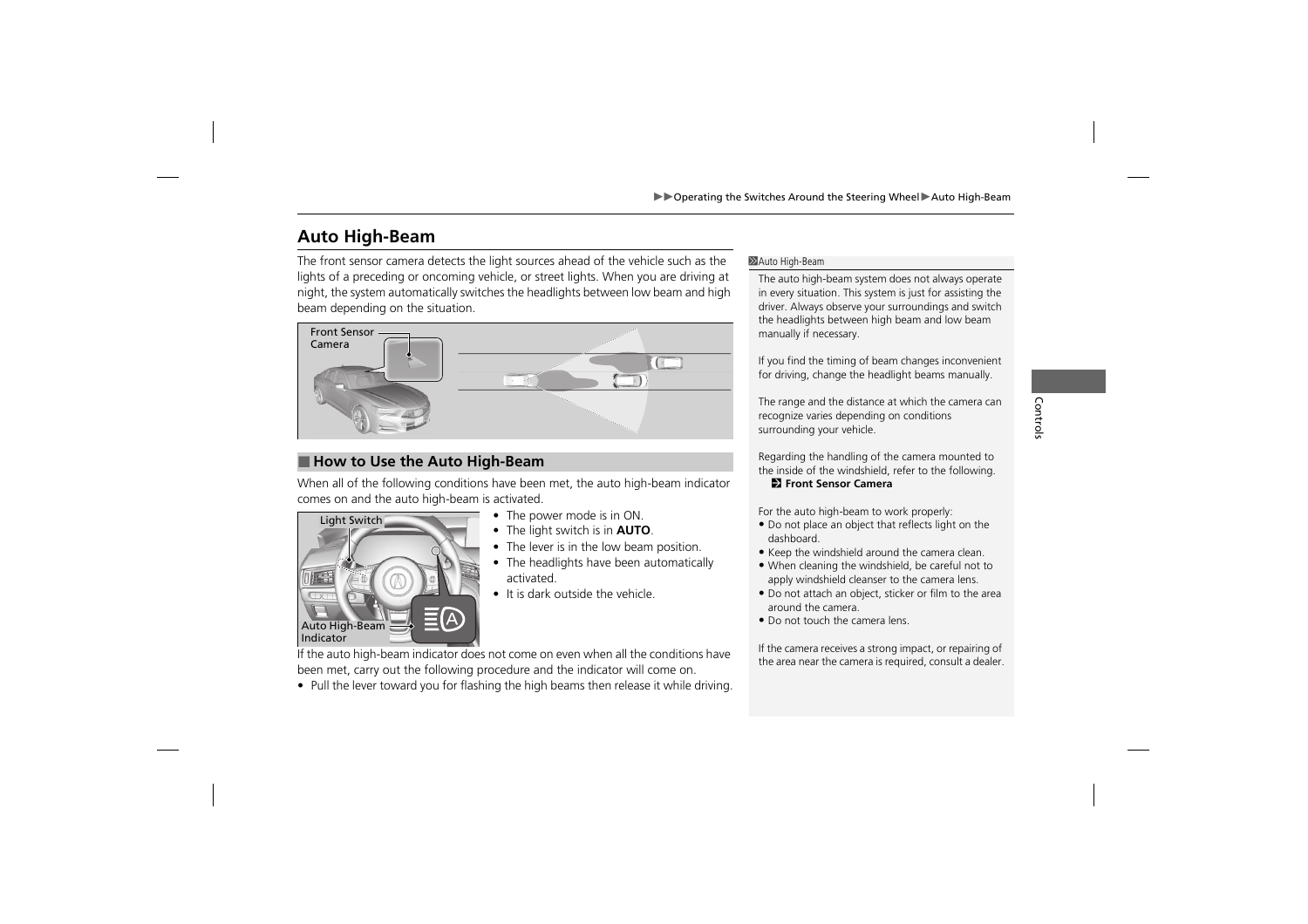## Auto High-Beam

The front sensor camera detects the light sources ahead of the vehicle such as the lights of a preceding or oncoming vehicle, or street lights. When you are driving at night, the system automatically switches the headlights between low beam and high beam depending on the situation.

Front Sensor Camera

### How to Use the Auto High-Beam

When all of the following conditions have been met, the auto high-beam indicator comes on and the auto high-beam is activated.

Light Switch

Auto High-Beam Indicator

- The power mode is in ON.
- The light switch is in **AUTO**.
- The lever is in the low beam position.
- The headlights have been automatically activated.
- It is dark outside the vehicle.

If the auto high-beam indicator does not come on even when all the conditions have been met, carry out the following procedure and the indicator will come on.

- Pull the lever toward you for flashing the high beams then release it while driving.

**Auto High-Beam**

The auto high-beam system does not always operate in every situation. This system is just for assisting the driver. Always observe your surroundings and switch the headlights between high beam and low beam manually if necessary.

If you find the timing of beam changes inconvenient for driving, change the headlight beams manually.

The range and the distance at which the camera can recognize varies depending on conditions surrounding your vehicle.

Regarding the handling of the camera mounted to the inside of the windshield, refer to the following.
**Front Sensor Camera**

For the auto high-beam to work properly:
- Do not place an object that reflects light on the dashboard.
- Keep the windshield around the camera clean.
- When cleaning the windshield, be careful not to apply windshield cleanser to the camera lens.
- Do not attach an object, sticker or film to the area around the camera.
- Do not touch the camera lens.

If the camera receives a strong impact, or repairing of the area near the camera is required, consult a dealer.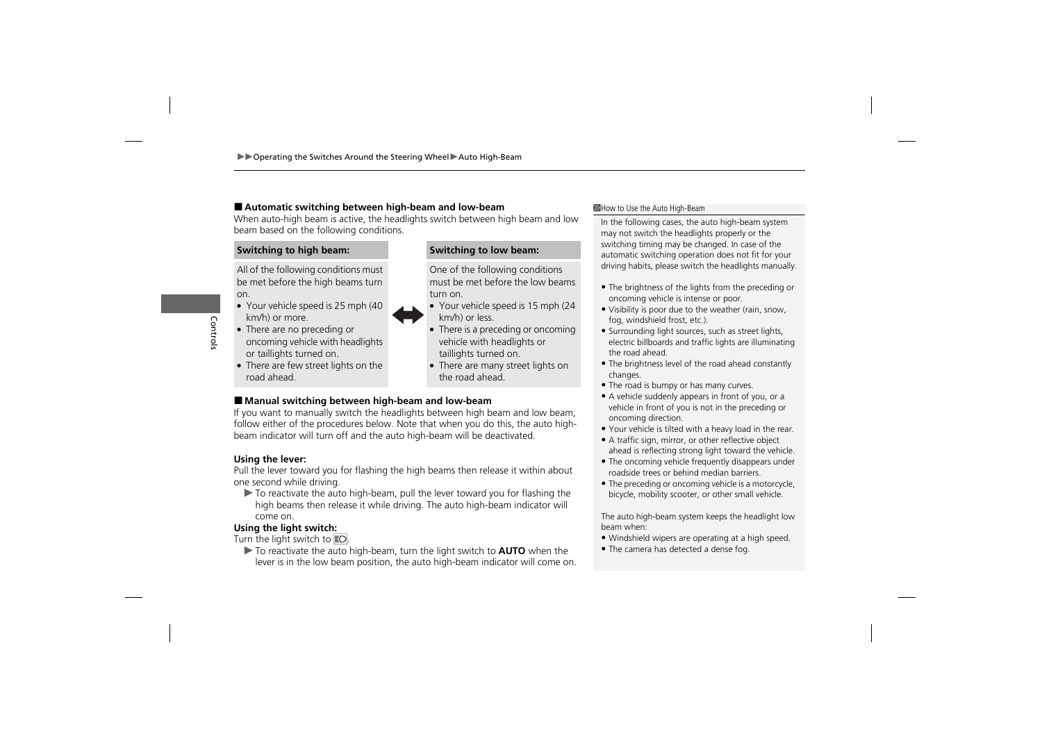## Automatic switching between high-beam and low-beam

When auto-high beam is active, the headlights switch between high beam and low beam based on the following conditions.

| Switching to high beam: | | Switching to low beam: |
|---|---|---|
| All of the following conditions must be met before the high beams turn on.<br>• Your vehicle speed is 25 mph (40 km/h) or more.<br>• There are no preceding or oncoming vehicle with headlights or taillights turned on.<br>• There are few street lights on the road ahead. | ⇔ | One of the following conditions must be met before the low beams turn on.<br>• Your vehicle speed is 15 mph (24 km/h) or less.<br>• There is a preceding or oncoming vehicle with headlights or taillights turned on.<br>• There are many street lights on the road ahead. |

## Manual switching between high-beam and low-beam

If you want to manually switch the headlights between high beam and low beam, follow either of the procedures below. Note that when you do this, the auto high-beam indicator will turn off and the auto high-beam will be deactivated.

**Using the lever:**

Pull the lever toward you for flashing the high beams then release it within about one second while driving.

▶ To reactivate the auto high-beam, pull the lever toward you for flashing the high beams then release it while driving. The auto high-beam indicator will come on.

**Using the light switch:**

Turn the light switch to ≣D.

▶ To reactivate the auto high-beam, turn the light switch to **AUTO** when the lever is in the low beam position, the auto high-beam indicator will come on.

---

**How to Use the Auto High-Beam**

In the following cases, the auto high-beam system may not switch the headlights properly or the switching timing may be changed. In case of the automatic switching operation does not fit for your driving habits, please switch the headlights manually.

- The brightness of the lights from the preceding or oncoming vehicle is intense or poor.
- Visibility is poor due to the weather (rain, snow, fog, windshield frost, etc.).
- Surrounding light sources, such as street lights, electric billboards and traffic lights are illuminating the road ahead.
- The brightness level of the road ahead constantly changes.
- The road is bumpy or has many curves.
- A vehicle suddenly appears in front of you, or a vehicle in front of you is not in the preceding or oncoming direction.
- Your vehicle is tilted with a heavy load in the rear.
- A traffic sign, mirror, or other reflective object ahead is reflecting strong light toward the vehicle.
- The oncoming vehicle frequently disappears under roadside trees or behind median barriers.
- The preceding or oncoming vehicle is a motorcycle, bicycle, mobility scooter, or other small vehicle.

The auto high-beam system keeps the headlight low beam when:

- Windshield wipers are operating at a high speed.
- The camera has detected a dense fog.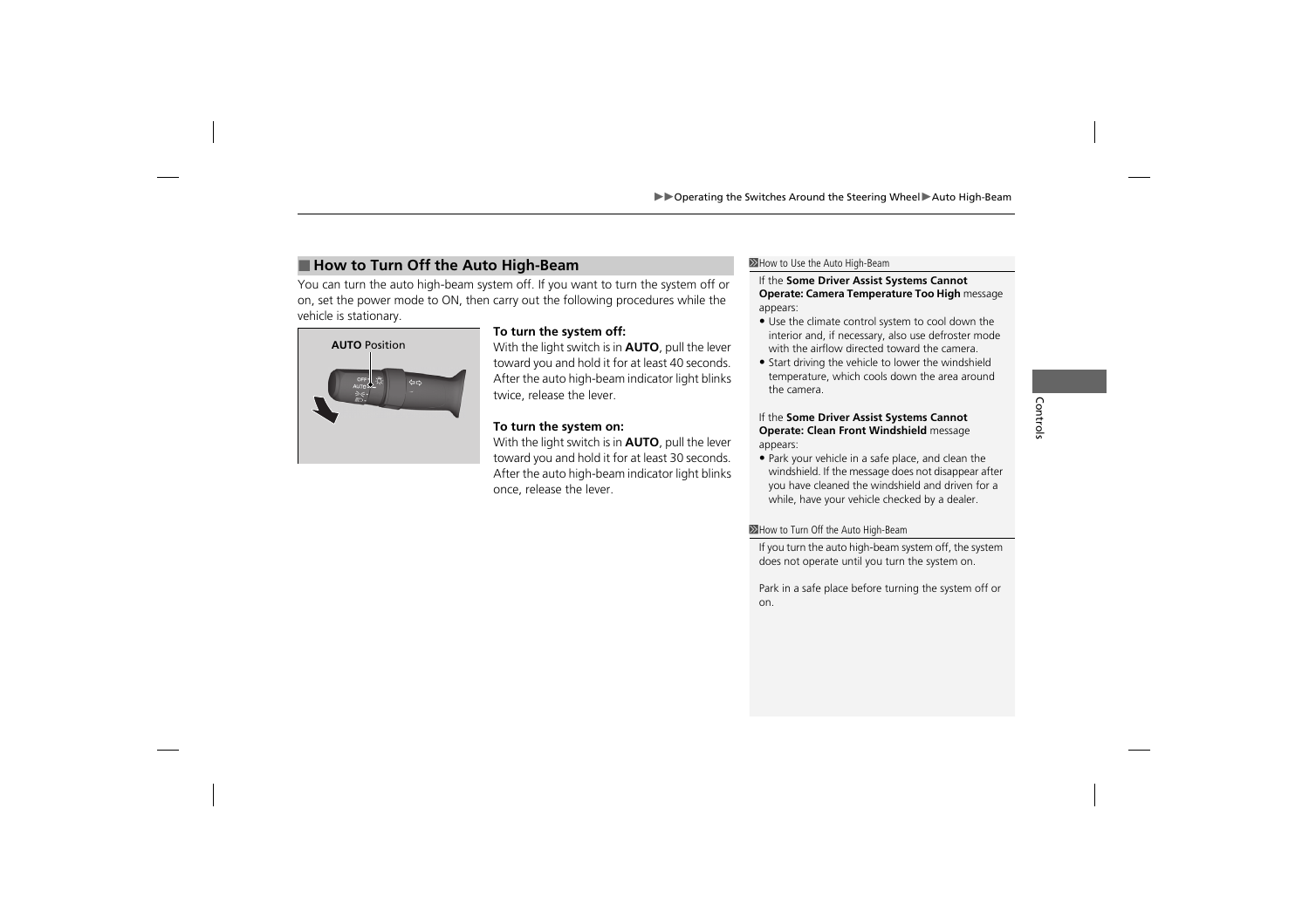## How to Turn Off the Auto High-Beam

You can turn the auto high-beam system off. If you want to turn the system off or on, set the power mode to ON, then carry out the following procedures while the vehicle is stationary.

**AUTO** Position

**To turn the system off:**
With the light switch is in **AUTO**, pull the lever toward you and hold it for at least 40 seconds. After the auto high-beam indicator light blinks twice, release the lever.

**To turn the system on:**
With the light switch is in **AUTO**, pull the lever toward you and hold it for at least 30 seconds. After the auto high-beam indicator light blinks once, release the lever.

---

How to Use the Auto High-Beam

If the **Some Driver Assist Systems Cannot Operate: Camera Temperature Too High** message appears:

- Use the climate control system to cool down the interior and, if necessary, also use defroster mode with the airflow directed toward the camera.
- Start driving the vehicle to lower the windshield temperature, which cools down the area around the camera.

If the **Some Driver Assist Systems Cannot Operate: Clean Front Windshield** message appears:

- Park your vehicle in a safe place, and clean the windshield. If the message does not disappear after you have cleaned the windshield and driven for a while, have your vehicle checked by a dealer.

How to Turn Off the Auto High-Beam

If you turn the auto high-beam system off, the system does not operate until you turn the system on.

Park in a safe place before turning the system off or on.